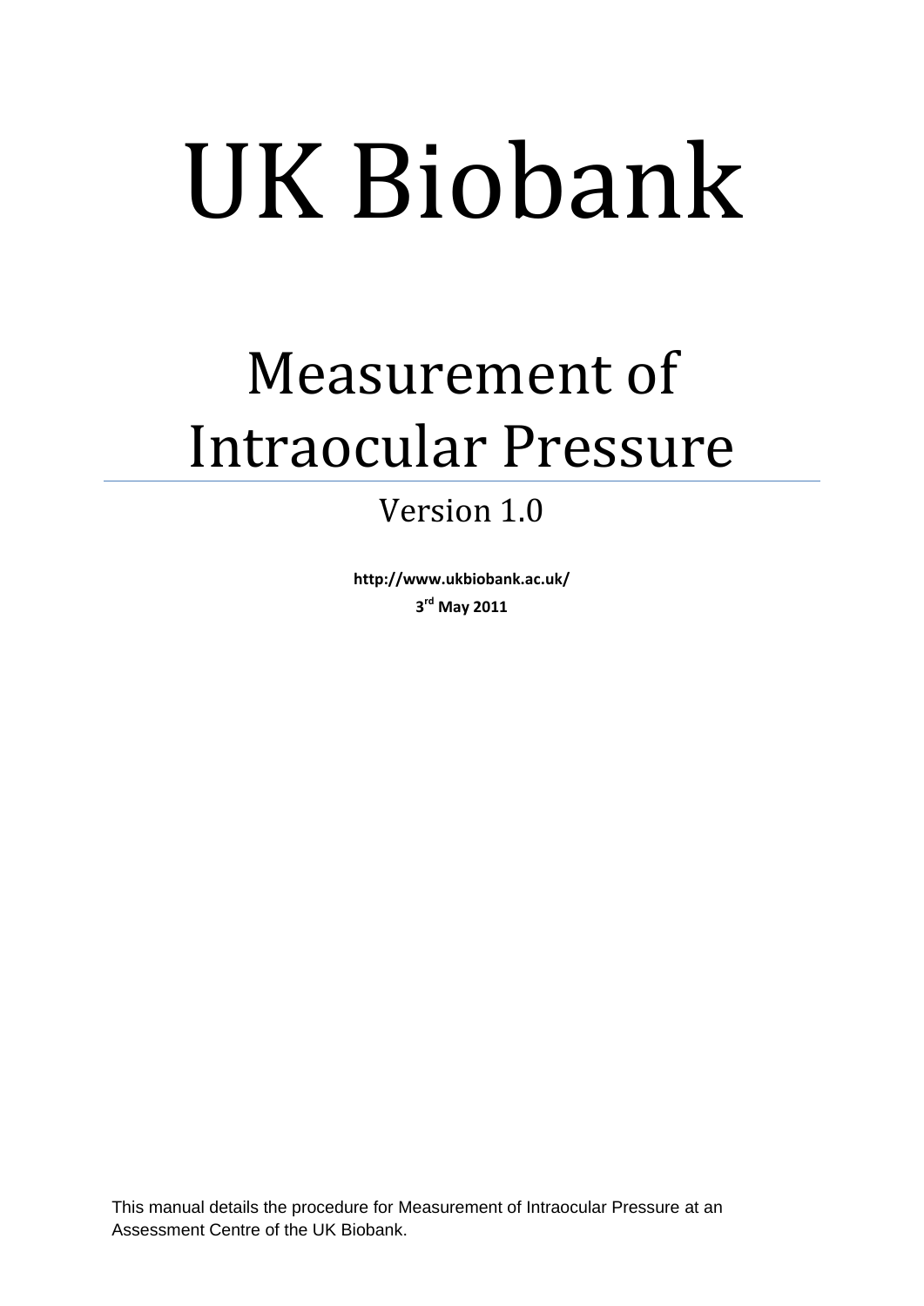# UK Biobank

## Measurement of Intraocular Pressure

Version 1.0

**http://www.ukbiobank.ac.uk/**

**3rd May 2011**

This manual details the procedure for Measurement of Intraocular Pressure at an Assessment Centre of the UK Biobank.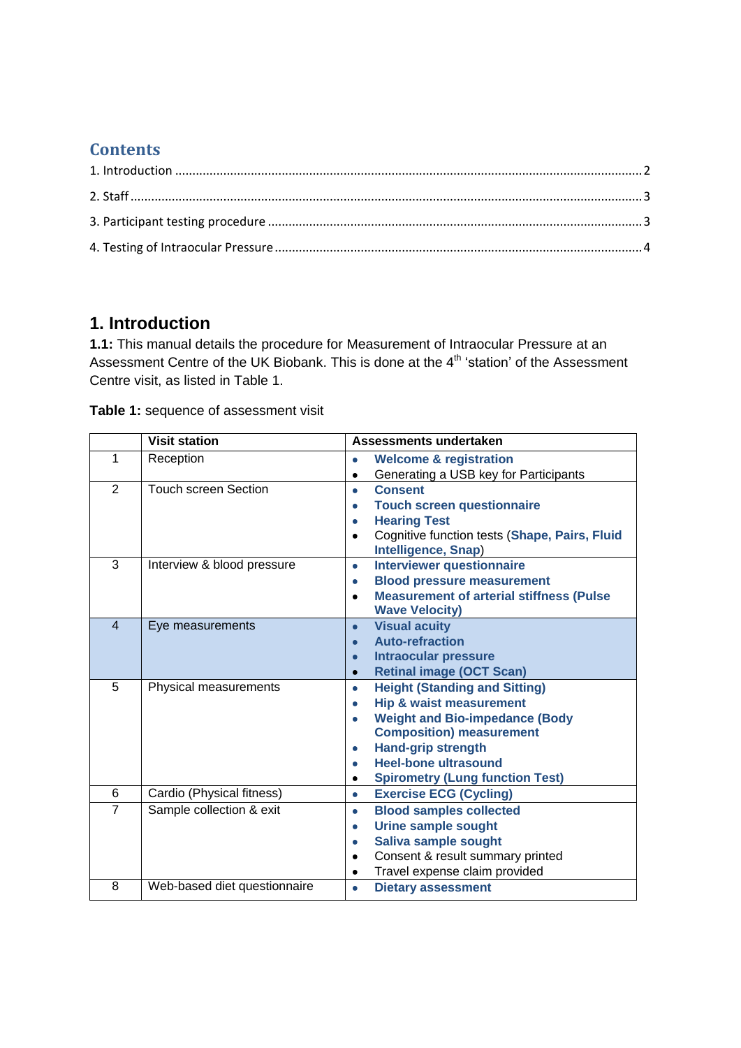## Contents

1. Introduction ........................................................................................................................................ 2

2. Staff ................................................................................................................................................... 3

3. Participant testing procedure ............................................................................................................ 3

4. Testing of Intraocular Pressure .......................................................................................................... 4

# 1. Introduction

**1.1:** This manual details the procedure for Measurement of Intraocular Pressure at an Assessment Centre of the UK Biobank. This is done at the 4th 'station' of the Assessment Centre visit, as listed in Table 1.

**Table 1:** sequence of assessment visit

| | Visit station | Assessments undertaken |
|---|---|---|
| 1 | Reception | • **Welcome & registration**<br>• Generating a USB key for Participants |
| 2 | Touch screen Section | • **Consent**<br>• **Touch screen questionnaire**<br>• **Hearing Test**<br>• Cognitive function tests (**Shape, Pairs, Fluid Intelligence, Snap**) |
| 3 | Interview & blood pressure | • **Interviewer questionnaire**<br>• **Blood pressure measurement**<br>• **Measurement of arterial stiffness (Pulse Wave Velocity)** |
| 4 | Eye measurements | • **Visual acuity**<br>• **Auto-refraction**<br>• **Intraocular pressure**<br>• **Retinal image (OCT Scan)** |
| 5 | Physical measurements | • **Height (Standing and Sitting)**<br>• **Hip & waist measurement**<br>• **Weight and Bio-impedance (Body Composition) measurement**<br>• **Hand-grip strength**<br>• **Heel-bone ultrasound**<br>• **Spirometry (Lung function Test)** |
| 6 | Cardio (Physical fitness) | • **Exercise ECG (Cycling)** |
| 7 | Sample collection & exit | • **Blood samples collected**<br>• **Urine sample sought**<br>• **Saliva sample sought**<br>• Consent & result summary printed<br>• Travel expense claim provided |
| 8 | Web-based diet questionnaire | • **Dietary assessment** |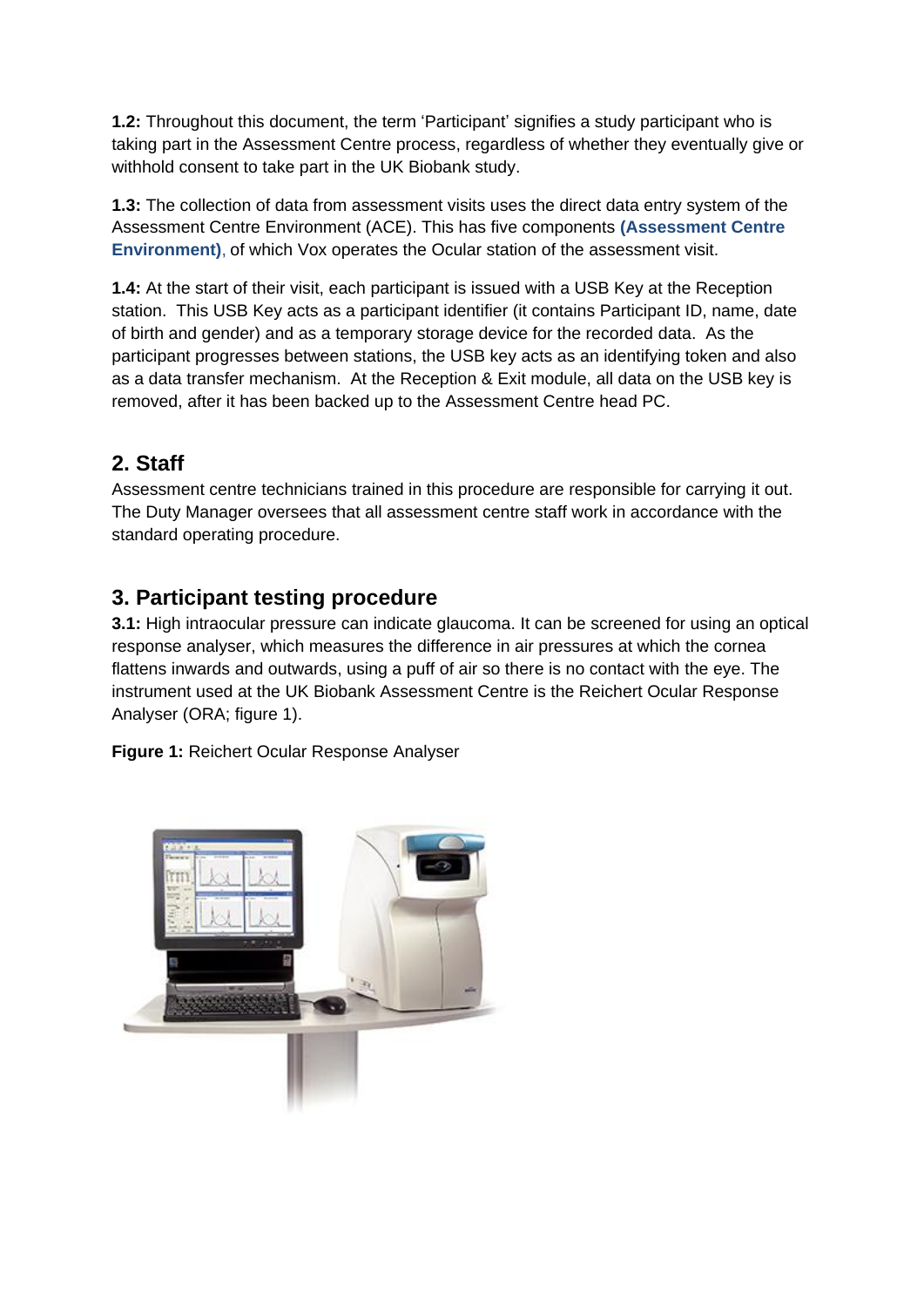**1.2:** Throughout this document, the term 'Participant' signifies a study participant who is taking part in the Assessment Centre process, regardless of whether they eventually give or withhold consent to take part in the UK Biobank study.

**1.3:** The collection of data from assessment visits uses the direct data entry system of the Assessment Centre Environment (ACE). This has five components **(Assessment Centre Environment)**, of which Vox operates the Ocular station of the assessment visit.

**1.4:** At the start of their visit, each participant is issued with a USB Key at the Reception station. This USB Key acts as a participant identifier (it contains Participant ID, name, date of birth and gender) and as a temporary storage device for the recorded data. As the participant progresses between stations, the USB key acts as an identifying token and also as a data transfer mechanism. At the Reception & Exit module, all data on the USB key is removed, after it has been backed up to the Assessment Centre head PC.

## 2. Staff

Assessment centre technicians trained in this procedure are responsible for carrying it out. The Duty Manager oversees that all assessment centre staff work in accordance with the standard operating procedure.

## 3. Participant testing procedure

**3.1:** High intraocular pressure can indicate glaucoma. It can be screened for using an optical response analyser, which measures the difference in air pressures at which the cornea flattens inwards and outwards, using a puff of air so there is no contact with the eye. The instrument used at the UK Biobank Assessment Centre is the Reichert Ocular Response Analyser (ORA; figure 1).

**Figure 1:** Reichert Ocular Response Analyser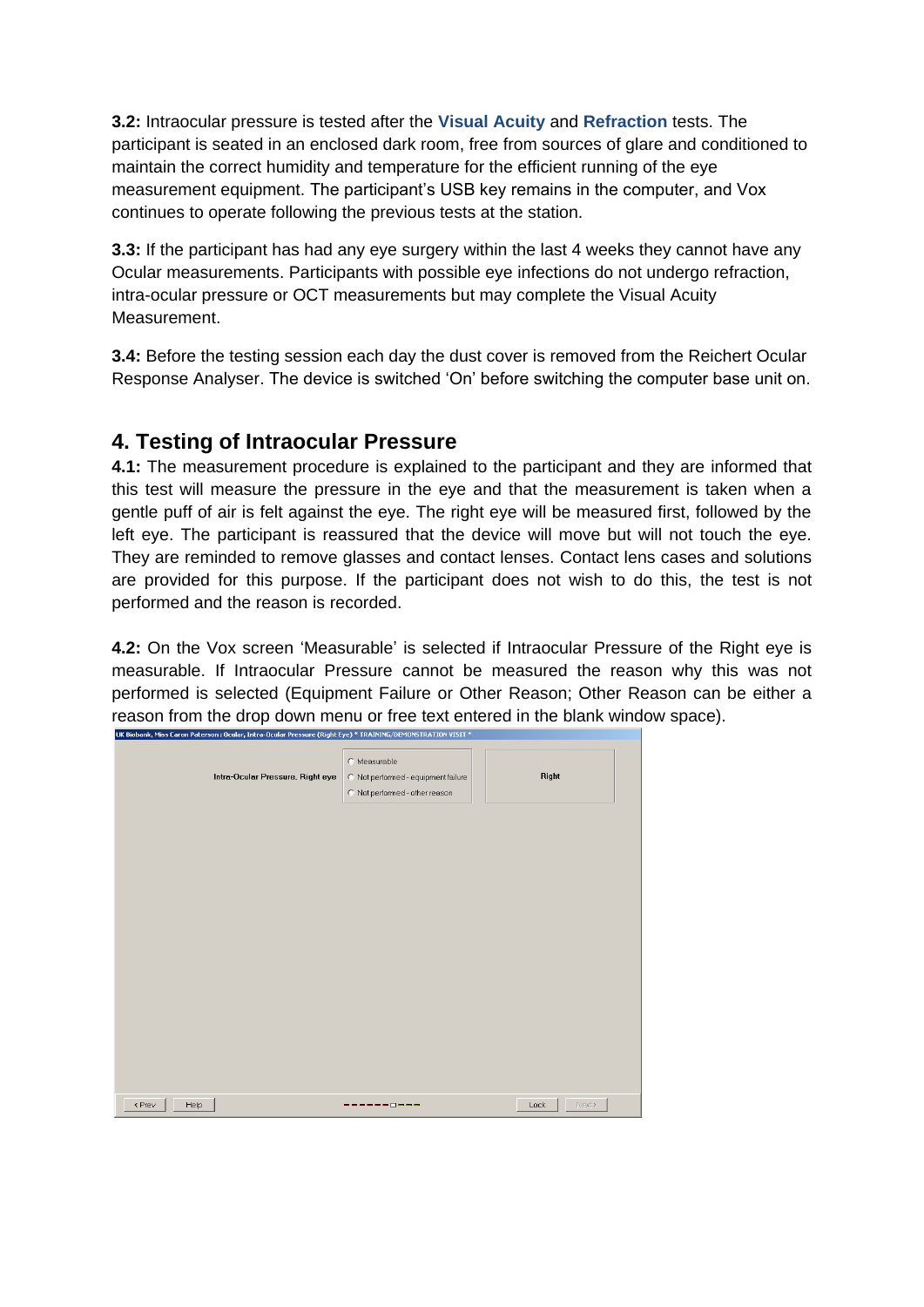**3.2:** Intraocular pressure is tested after the **Visual Acuity** and **Refraction** tests. The participant is seated in an enclosed dark room, free from sources of glare and conditioned to maintain the correct humidity and temperature for the efficient running of the eye measurement equipment. The participant's USB key remains in the computer, and Vox continues to operate following the previous tests at the station.

**3.3:** If the participant has had any eye surgery within the last 4 weeks they cannot have any Ocular measurements. Participants with possible eye infections do not undergo refraction, intra-ocular pressure or OCT measurements but may complete the Visual Acuity Measurement.

**3.4:** Before the testing session each day the dust cover is removed from the Reichert Ocular Response Analyser. The device is switched 'On' before switching the computer base unit on.

## 4. Testing of Intraocular Pressure

**4.1:** The measurement procedure is explained to the participant and they are informed that this test will measure the pressure in the eye and that the measurement is taken when a gentle puff of air is felt against the eye. The right eye will be measured first, followed by the left eye. The participant is reassured that the device will move but will not touch the eye. They are reminded to remove glasses and contact lenses. Contact lens cases and solutions are provided for this purpose. If the participant does not wish to do this, the test is not performed and the reason is recorded.

**4.2:** On the Vox screen 'Measurable' is selected if Intraocular Pressure of the Right eye is measurable. If Intraocular Pressure cannot be measured the reason why this was not performed is selected (Equipment Failure or Other Reason; Other Reason can be either a reason from the drop down menu or free text entered in the blank window space).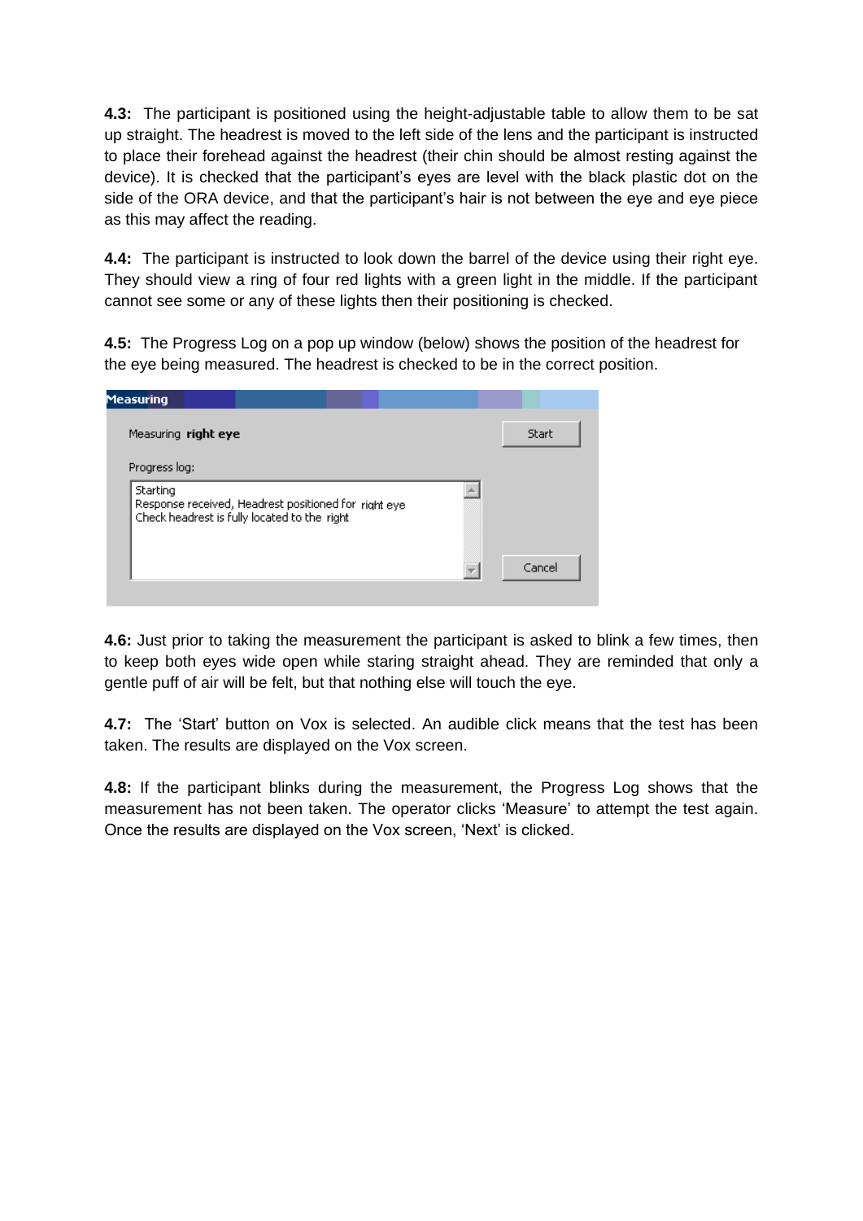**4.3:** The participant is positioned using the height-adjustable table to allow them to be sat up straight. The headrest is moved to the left side of the lens and the participant is instructed to place their forehead against the headrest (their chin should be almost resting against the device). It is checked that the participant's eyes are level with the black plastic dot on the side of the ORA device, and that the participant's hair is not between the eye and eye piece as this may affect the reading.

**4.4:** The participant is instructed to look down the barrel of the device using their right eye. They should view a ring of four red lights with a green light in the middle. If the participant cannot see some or any of these lights then their positioning is checked.

**4.5:** The Progress Log on a pop up window (below) shows the position of the headrest for the eye being measured. The headrest is checked to be in the correct position.

Measuring

Measuring **right eye**

Progress log:

Starting
Response received, Headrest positioned for right eye
Check headrest is fully located to the right

Start

Cancel

**4.6:** Just prior to taking the measurement the participant is asked to blink a few times, then to keep both eyes wide open while staring straight ahead. They are reminded that only a gentle puff of air will be felt, but that nothing else will touch the eye.

**4.7:** The 'Start' button on Vox is selected. An audible click means that the test has been taken. The results are displayed on the Vox screen.

**4.8:** If the participant blinks during the measurement, the Progress Log shows that the measurement has not been taken. The operator clicks 'Measure' to attempt the test again. Once the results are displayed on the Vox screen, 'Next' is clicked.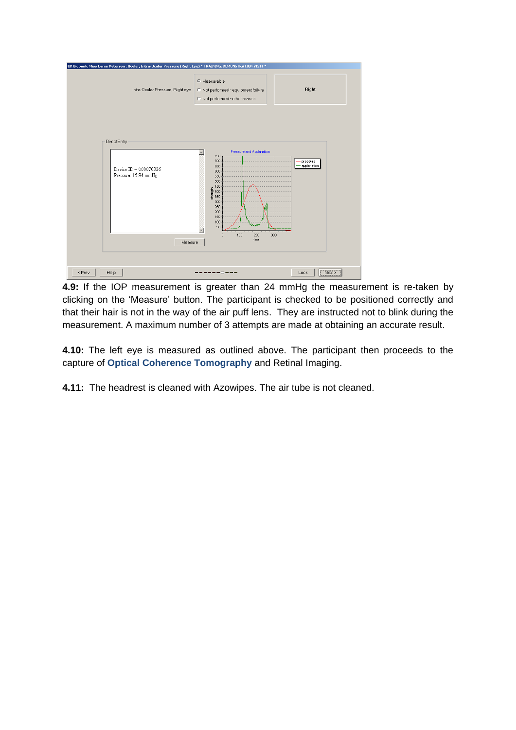**4.9:** If the IOP measurement is greater than 24 mmHg the measurement is re-taken by clicking on the 'Measure' button. The participant is checked to be positioned correctly and that their hair is not in the way of the air puff lens. They are instructed not to blink during the measurement. A maximum number of 3 attempts are made at obtaining an accurate result.

**4.10:** The left eye is measured as outlined above. The participant then proceeds to the capture of **Optical Coherence Tomography** and Retinal Imaging.

**4.11:** The headrest is cleaned with Azowipes. The air tube is not cleaned.